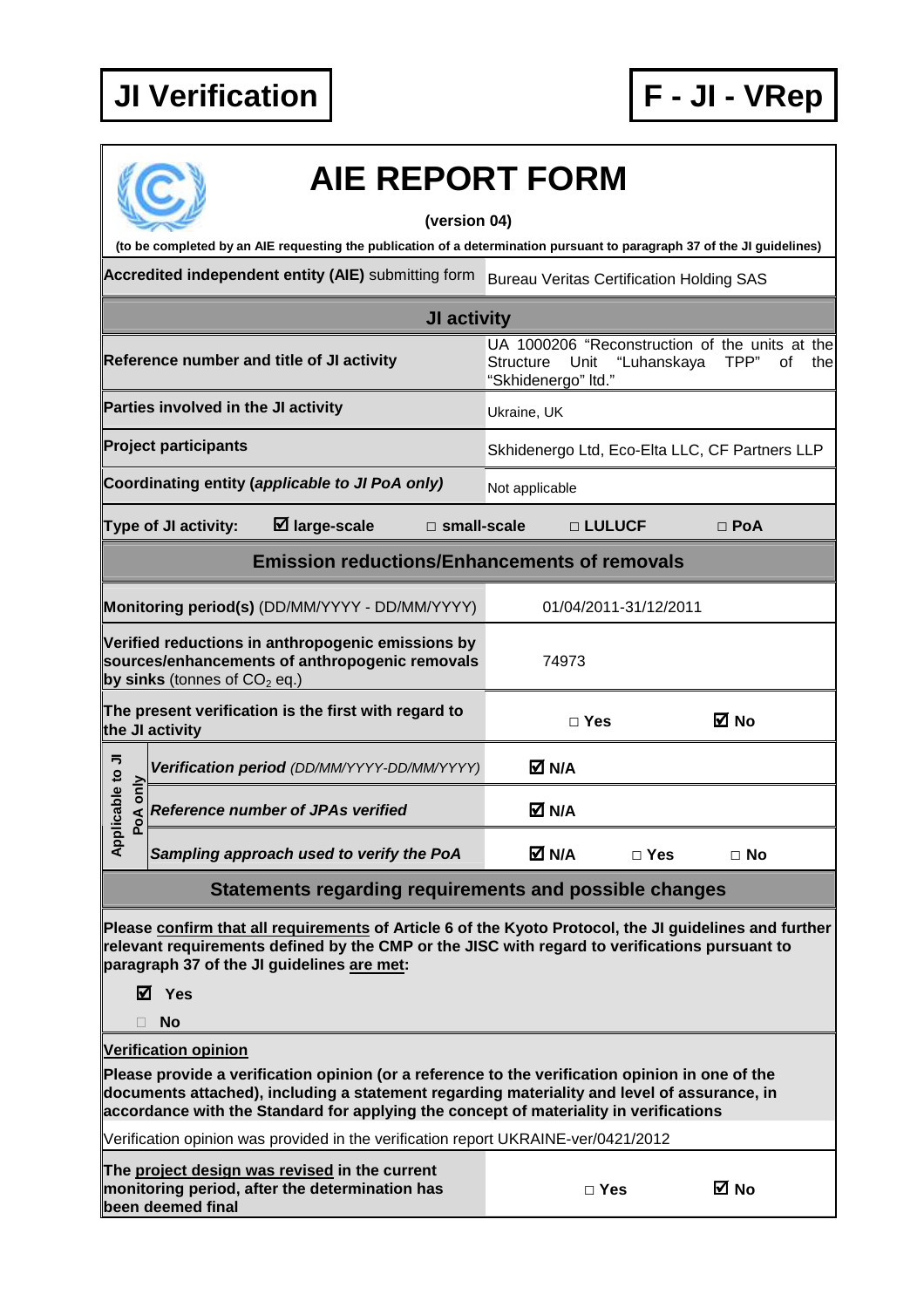**JI Verification** **F - JI - VRep**

# AIE REPORT FORM

**(version 04)**

**(to be completed by an AIE requesting the publication of a determination pursuant to paragraph 37 of the JI guidelines)**

| | |
|---|---|
| **Accredited independent entity (AIE)** submitting form | Bureau Veritas Certification Holding SAS |
| **JI activity** | |
| **Reference number and title of JI activity** | UA 1000206 "Reconstruction of the units at the Structure Unit "Luhanskaya TPP" of the "Skhidenergo" ltd." |
| **Parties involved in the JI activity** | Ukraine, UK |
| **Project participants** | Skhidenergo Ltd, Eco-Elta LLC, CF Partners LLP |
| **Coordinating entity (*applicable to JI PoA only*)** | Not applicable |
| **Type of JI activity:** ☑ **large-scale** □ **small-scale** □ **LULUCF** □ **PoA** | |
| **Emission reductions/Enhancements of removals** | |
| **Monitoring period(s)** (DD/MM/YYYY - DD/MM/YYYY) | 01/04/2011-31/12/2011 |
| **Verified reductions in anthropogenic emissions by sources/enhancements of anthropogenic removals by sinks** (tonnes of $CO_2$ eq.) | 74973 |
| **The present verification is the first with regard to the JI activity** | □ **Yes** ☑ **No** |
| *Applicable to JI PoA only:* ***Verification period*** *(DD/MM/YYYY-DD/MM/YYYY)* | ☑ **N/A** |
| *Applicable to JI PoA only:* ***Reference number of JPAs verified*** | ☑ **N/A** |
| *Applicable to JI PoA only:* ***Sampling approach used to verify the PoA*** | ☑ **N/A** □ **Yes** □ **No** |

## Statements regarding requirements and possible changes

**Please confirm that all requirements of Article 6 of the Kyoto Protocol, the JI guidelines and further relevant requirements defined by the CMP or the JISC with regard to verifications pursuant to paragraph 37 of the JI guidelines are met:**

☑ **Yes**

□ **No**

**Verification opinion**

**Please provide a verification opinion (or a reference to the verification opinion in one of the documents attached), including a statement regarding materiality and level of assurance, in accordance with the Standard for applying the concept of materiality in verifications**

Verification opinion was provided in the verification report UKRAINE-ver/0421/2012

| | |
|---|---|
| **The project design was revised in the current monitoring period, after the determination has been deemed final** | □ **Yes** ☑ **No** |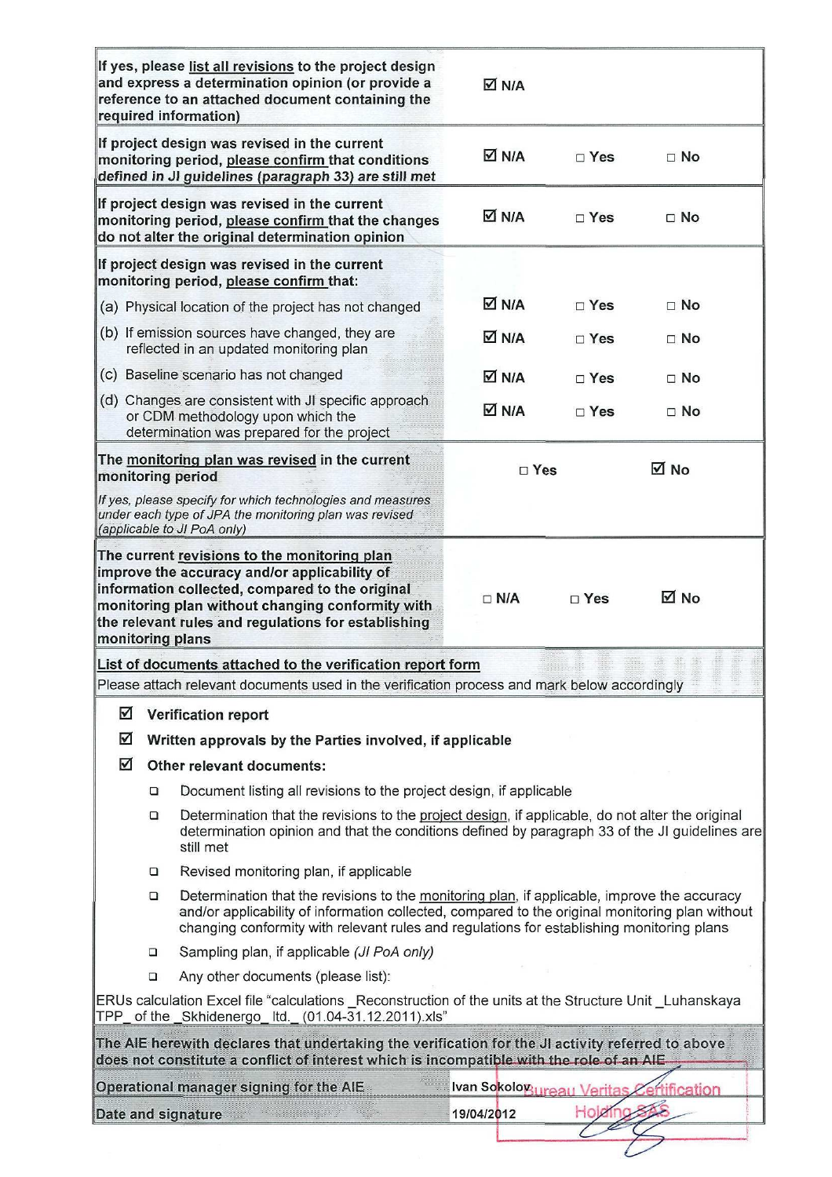| | | | |
|---|---|---|---|
| If yes, please list all revisions to the project design and express a determination opinion (or provide a reference to an attached document containing the required information) | ☑ N/A | | |
| If project design was revised in the current monitoring period, please confirm that conditions defined in JI guidelines (paragraph 33) are still met | ☑ N/A | ☐ Yes | ☐ No |
| If project design was revised in the current monitoring period, please confirm that the changes do not alter the original determination opinion | ☑ N/A | ☐ Yes | ☐ No |
| If project design was revised in the current monitoring period, please confirm that: | | | |
| (a) Physical location of the project has not changed | ☑ N/A | ☐ Yes | ☐ No |
| (b) If emission sources have changed, they are reflected in an updated monitoring plan | ☑ N/A | ☐ Yes | ☐ No |
| (c) Baseline scenario has not changed | ☑ N/A | ☐ Yes | ☐ No |
| (d) Changes are consistent with JI specific approach or CDM methodology upon which the determination was prepared for the project | ☑ N/A | ☐ Yes | ☐ No |
| The monitoring plan was revised in the current monitoring period<br>*If yes, please specify for which technologies and measures under each type of JPA the monitoring plan was revised (applicable to JI PoA only)* | | ☐ Yes | ☑ No |
| The current revisions to the monitoring plan improve the accuracy and/or applicability of information collected, compared to the original monitoring plan without changing conformity with the relevant rules and regulations for establishing monitoring plans | ☐ N/A | ☐ Yes | ☑ No |

**List of documents attached to the verification report form**

Please attach relevant documents used in the verification process and mark below accordingly

- ☑ **Verification report**
- ☑ **Written approvals by the Parties involved, if applicable**
- ☑ **Other relevant documents:**
  - ☐ Document listing all revisions to the project design, if applicable
  - ☐ Determination that the revisions to the project design, if applicable, do not alter the original determination opinion and that the conditions defined by paragraph 33 of the JI guidelines are still met
  - ☐ Revised monitoring plan, if applicable
  - ☐ Determination that the revisions to the monitoring plan, if applicable, improve the accuracy and/or applicability of information collected, compared to the original monitoring plan without changing conformity with relevant rules and regulations for establishing monitoring plans
  - ☐ Sampling plan, if applicable *(JI PoA only)*
  - ☐ Any other documents (please list):

ERUs calculation Excel file "calculations _Reconstruction of the units at the Structure Unit _Luhanskaya TPP_ of the _Skhidenergo_ ltd._ (01.04-31.12.2011).xls"

**The AIE herewith declares that undertaking the verification for the JI activity referred to above does not constitute a conflict of interest which is incompatible with the role of an AIE**

| | |
|---|---|
| **Operational manager signing for the AIE** | Ivan Sokolov Bureau Veritas Certification Holding SAS |
| **Date and signature** | 19/04/2012 |